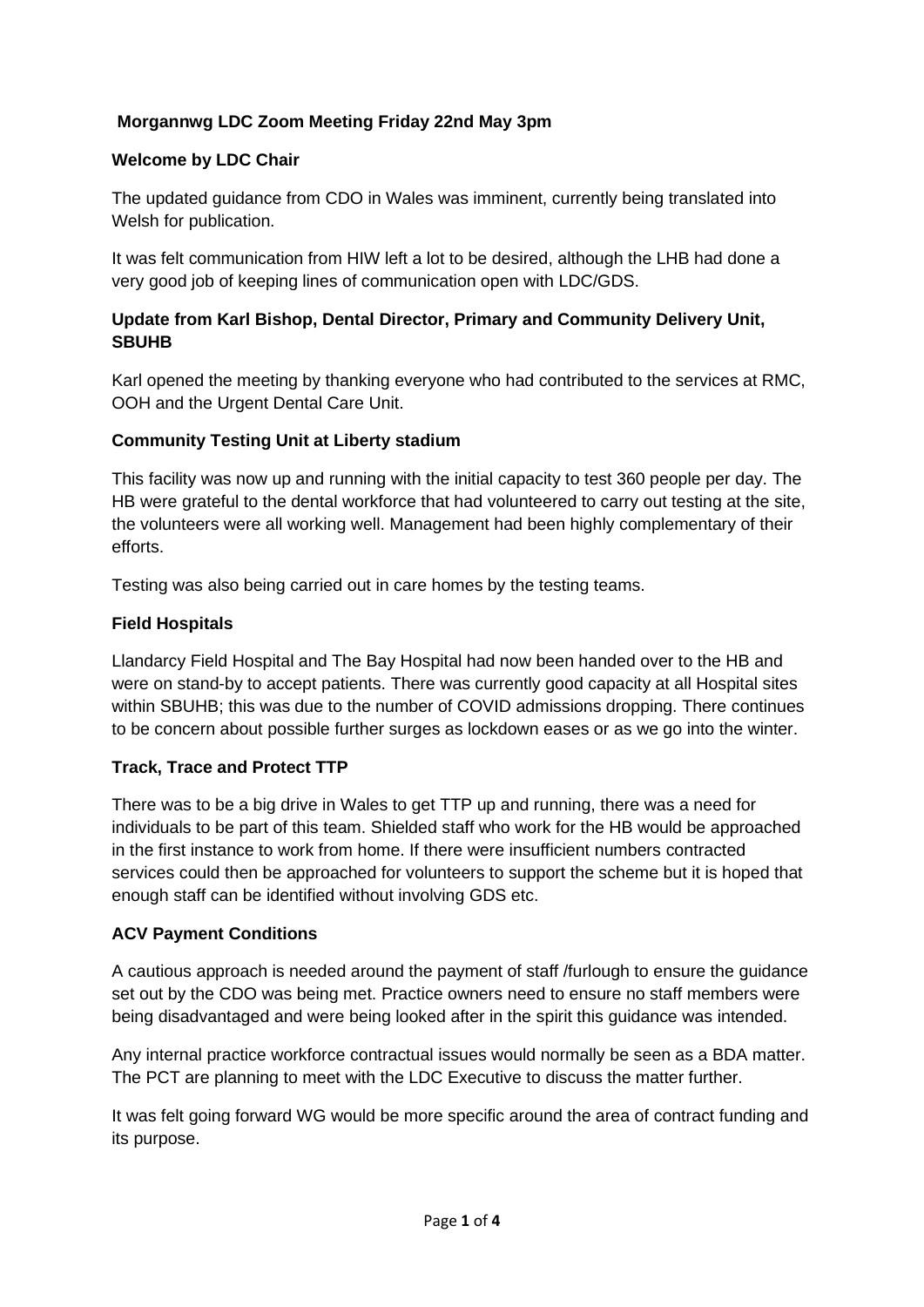# Morgannwg LDC Zoom Meeting Friday 22nd May 3pm

## Welcome by LDC Chair

The updated guidance from CDO in Wales was imminent, currently being translated into Welsh for publication.

It was felt communication from HIW left a lot to be desired, although the LHB had done a very good job of keeping lines of communication open with LDC/GDS.

## Update from Karl Bishop, Dental Director, Primary and Community Delivery Unit, SBUHB

Karl opened the meeting by thanking everyone who had contributed to the services at RMC, OOH and the Urgent Dental Care Unit.

## Community Testing Unit at Liberty stadium

This facility was now up and running with the initial capacity to test 360 people per day. The HB were grateful to the dental workforce that had volunteered to carry out testing at the site, the volunteers were all working well. Management had been highly complementary of their efforts.

Testing was also being carried out in care homes by the testing teams.

## Field Hospitals

Llandarcy Field Hospital and The Bay Hospital had now been handed over to the HB and were on stand-by to accept patients. There was currently good capacity at all Hospital sites within SBUHB; this was due to the number of COVID admissions dropping. There continues to be concern about possible further surges as lockdown eases or as we go into the winter.

## Track, Trace and Protect TTP

There was to be a big drive in Wales to get TTP up and running, there was a need for individuals to be part of this team. Shielded staff who work for the HB would be approached in the first instance to work from home. If there were insufficient numbers contracted services could then be approached for volunteers to support the scheme but it is hoped that enough staff can be identified without involving GDS etc.

## ACV Payment Conditions

A cautious approach is needed around the payment of staff /furlough to ensure the guidance set out by the CDO was being met. Practice owners need to ensure no staff members were being disadvantaged and were being looked after in the spirit this guidance was intended.

Any internal practice workforce contractual issues would normally be seen as a BDA matter. The PCT are planning to meet with the LDC Executive to discuss the matter further.

It was felt going forward WG would be more specific around the area of contract funding and its purpose.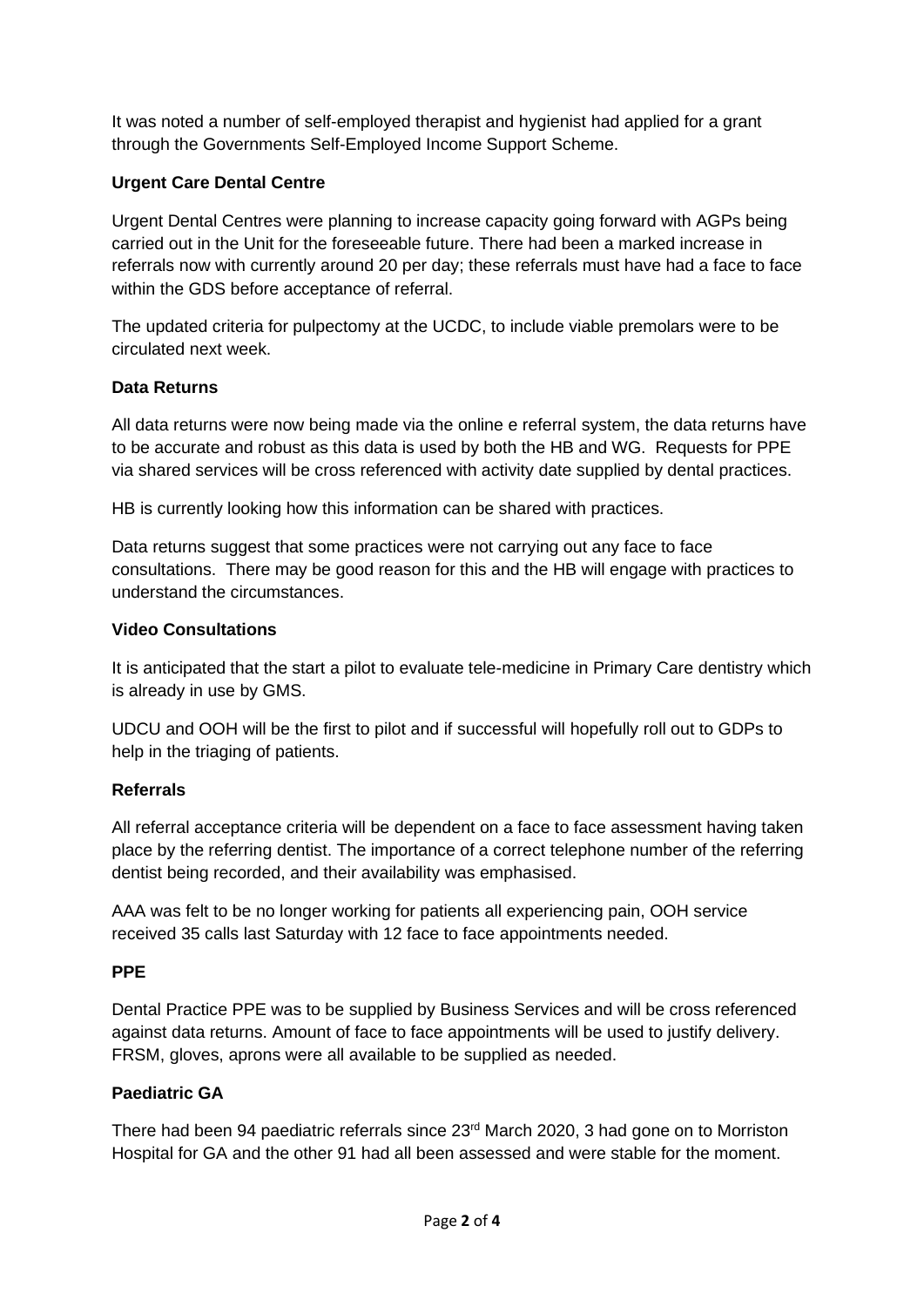It was noted a number of self-employed therapist and hygienist had applied for a grant through the Governments Self-Employed Income Support Scheme.

**Urgent Care Dental Centre**

Urgent Dental Centres were planning to increase capacity going forward with AGPs being carried out in the Unit for the foreseeable future. There had been a marked increase in referrals now with currently around 20 per day; these referrals must have had a face to face within the GDS before acceptance of referral.

The updated criteria for pulpectomy at the UCDC, to include viable premolars were to be circulated next week.

**Data Returns**

All data returns were now being made via the online e referral system, the data returns have to be accurate and robust as this data is used by both the HB and WG. Requests for PPE via shared services will be cross referenced with activity date supplied by dental practices.

HB is currently looking how this information can be shared with practices.

Data returns suggest that some practices were not carrying out any face to face consultations. There may be good reason for this and the HB will engage with practices to understand the circumstances.

**Video Consultations**

It is anticipated that the start a pilot to evaluate tele-medicine in Primary Care dentistry which is already in use by GMS.

UDCU and OOH will be the first to pilot and if successful will hopefully roll out to GDPs to help in the triaging of patients.

**Referrals**

All referral acceptance criteria will be dependent on a face to face assessment having taken place by the referring dentist. The importance of a correct telephone number of the referring dentist being recorded, and their availability was emphasised.

AAA was felt to be no longer working for patients all experiencing pain, OOH service received 35 calls last Saturday with 12 face to face appointments needed.

**PPE**

Dental Practice PPE was to be supplied by Business Services and will be cross referenced against data returns. Amount of face to face appointments will be used to justify delivery. FRSM, gloves, aprons were all available to be supplied as needed.

**Paediatric GA**

There had been 94 paediatric referrals since 23rd March 2020, 3 had gone on to Morriston Hospital for GA and the other 91 had all been assessed and were stable for the moment.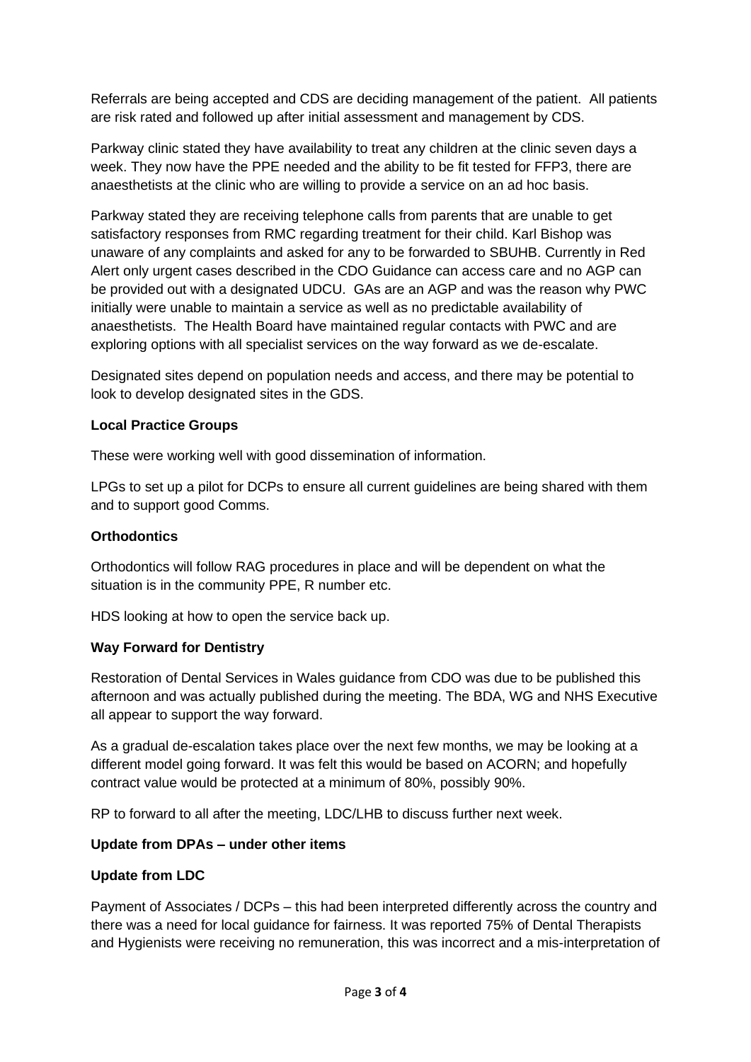Referrals are being accepted and CDS are deciding management of the patient. All patients are risk rated and followed up after initial assessment and management by CDS.

Parkway clinic stated they have availability to treat any children at the clinic seven days a week. They now have the PPE needed and the ability to be fit tested for FFP3, there are anaesthetists at the clinic who are willing to provide a service on an ad hoc basis.

Parkway stated they are receiving telephone calls from parents that are unable to get satisfactory responses from RMC regarding treatment for their child. Karl Bishop was unaware of any complaints and asked for any to be forwarded to SBUHB. Currently in Red Alert only urgent cases described in the CDO Guidance can access care and no AGP can be provided out with a designated UDCU. GAs are an AGP and was the reason why PWC initially were unable to maintain a service as well as no predictable availability of anaesthetists. The Health Board have maintained regular contacts with PWC and are exploring options with all specialist services on the way forward as we de-escalate.

Designated sites depend on population needs and access, and there may be potential to look to develop designated sites in the GDS.

**Local Practice Groups**

These were working well with good dissemination of information.

LPGs to set up a pilot for DCPs to ensure all current guidelines are being shared with them and to support good Comms.

**Orthodontics**

Orthodontics will follow RAG procedures in place and will be dependent on what the situation is in the community PPE, R number etc.

HDS looking at how to open the service back up.

**Way Forward for Dentistry**

Restoration of Dental Services in Wales guidance from CDO was due to be published this afternoon and was actually published during the meeting. The BDA, WG and NHS Executive all appear to support the way forward.

As a gradual de-escalation takes place over the next few months, we may be looking at a different model going forward. It was felt this would be based on ACORN; and hopefully contract value would be protected at a minimum of 80%, possibly 90%.

RP to forward to all after the meeting, LDC/LHB to discuss further next week.

**Update from DPAs – under other items**

**Update from LDC**

Payment of Associates / DCPs – this had been interpreted differently across the country and there was a need for local guidance for fairness. It was reported 75% of Dental Therapists and Hygienists were receiving no remuneration, this was incorrect and a mis-interpretation of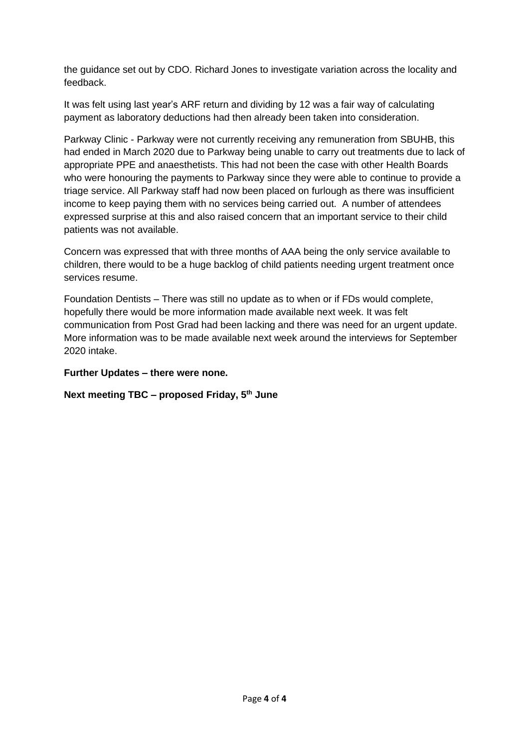the guidance set out by CDO. Richard Jones to investigate variation across the locality and feedback.

It was felt using last year's ARF return and dividing by 12 was a fair way of calculating payment as laboratory deductions had then already been taken into consideration.

Parkway Clinic - Parkway were not currently receiving any remuneration from SBUHB, this had ended in March 2020 due to Parkway being unable to carry out treatments due to lack of appropriate PPE and anaesthetists. This had not been the case with other Health Boards who were honouring the payments to Parkway since they were able to continue to provide a triage service. All Parkway staff had now been placed on furlough as there was insufficient income to keep paying them with no services being carried out. A number of attendees expressed surprise at this and also raised concern that an important service to their child patients was not available.

Concern was expressed that with three months of AAA being the only service available to children, there would to be a huge backlog of child patients needing urgent treatment once services resume.

Foundation Dentists – There was still no update as to when or if FDs would complete, hopefully there would be more information made available next week. It was felt communication from Post Grad had been lacking and there was need for an urgent update. More information was to be made available next week around the interviews for September 2020 intake.

**Further Updates – there were none.**

**Next meeting TBC – proposed Friday, 5th June**